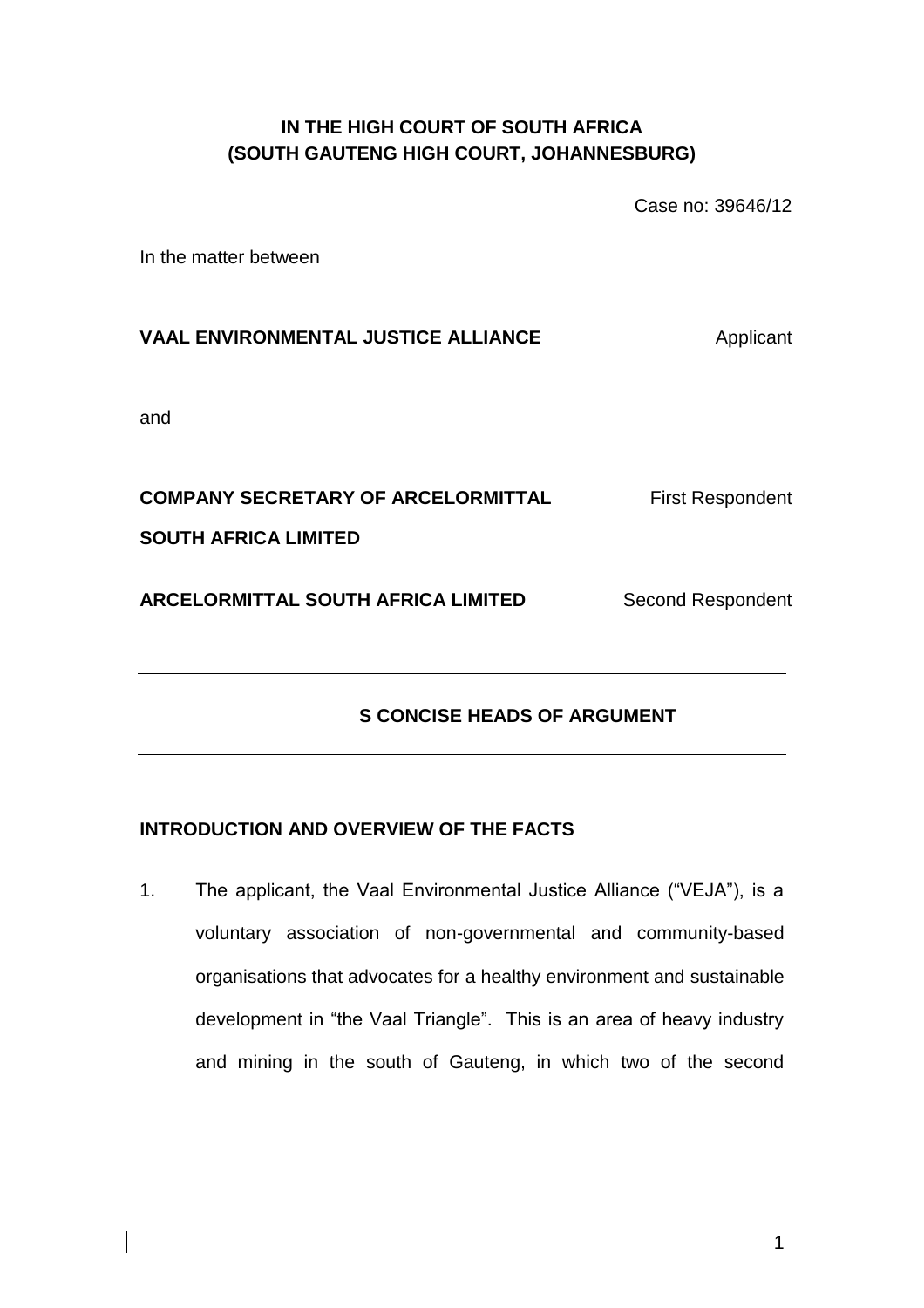**IN THE HIGH COURT OF SOUTH AFRICA**
**(SOUTH GAUTENG HIGH COURT, JOHANNESBURG)**

Case no: 39646/12

In the matter between

**VAAL ENVIRONMENTAL JUSTICE ALLIANCE** Applicant

and

**COMPANY SECRETARY OF ARCELORMITTAL SOUTH AFRICA LIMITED** First Respondent

**ARCELORMITTAL SOUTH AFRICA LIMITED** Second Respondent

---

**S CONCISE HEADS OF ARGUMENT**

---

## INTRODUCTION AND OVERVIEW OF THE FACTS

1. The applicant, the Vaal Environmental Justice Alliance ("VEJA"), is a voluntary association of non-governmental and community-based organisations that advocates for a healthy environment and sustainable development in "the Vaal Triangle". This is an area of heavy industry and mining in the south of Gauteng, in which two of the second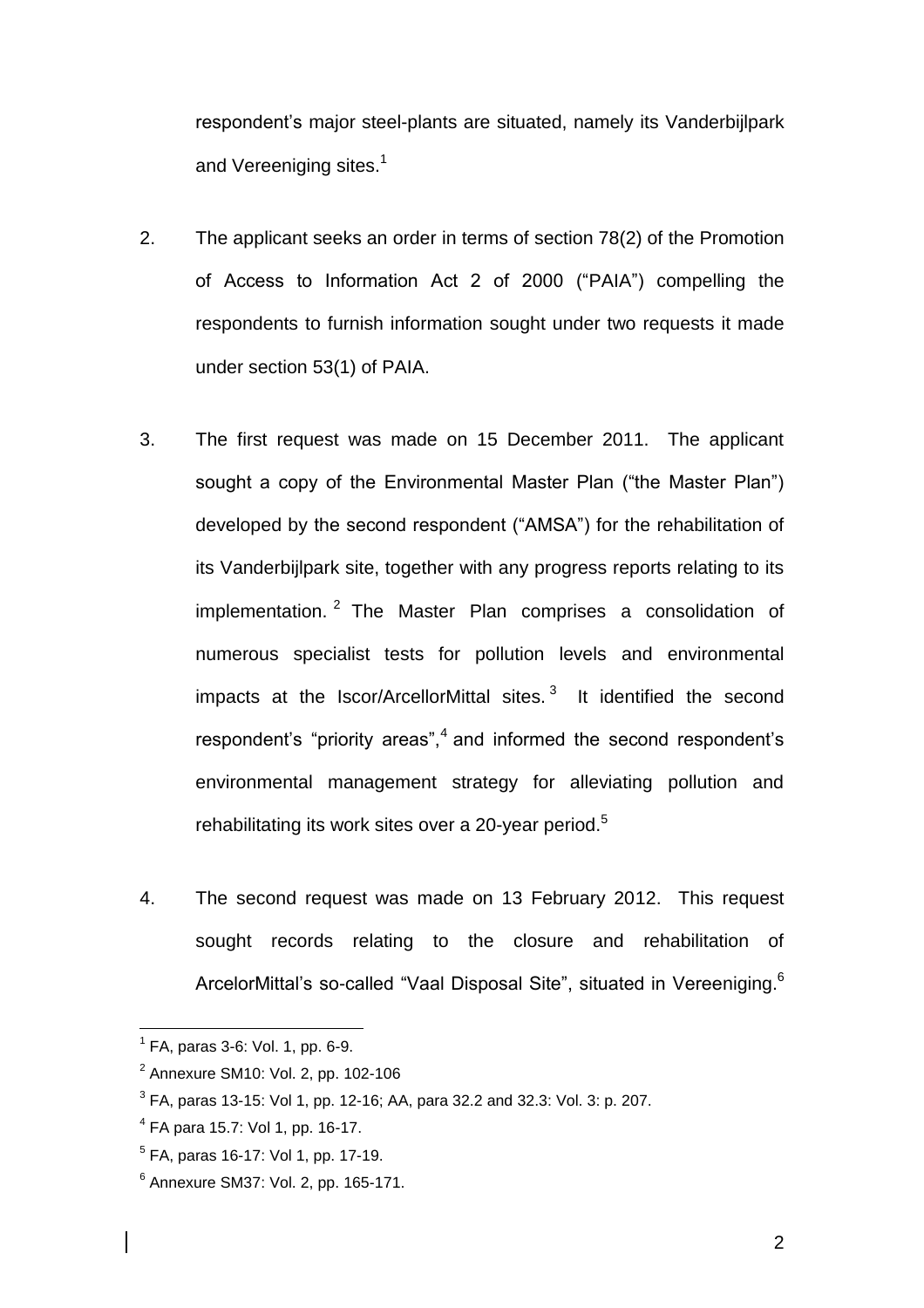respondent's major steel-plants are situated, namely its Vanderbijlpark and Vereeniging sites.[1]

2. The applicant seeks an order in terms of section 78(2) of the Promotion of Access to Information Act 2 of 2000 ("PAIA") compelling the respondents to furnish information sought under two requests it made under section 53(1) of PAIA.

3. The first request was made on 15 December 2011. The applicant sought a copy of the Environmental Master Plan ("the Master Plan") developed by the second respondent ("AMSA") for the rehabilitation of its Vanderbijlpark site, together with any progress reports relating to its implementation.[2] The Master Plan comprises a consolidation of numerous specialist tests for pollution levels and environmental impacts at the Iscor/ArcellorMittal sites.[3] It identified the second respondent's "priority areas",[4] and informed the second respondent's environmental management strategy for alleviating pollution and rehabilitating its work sites over a 20-year period.[5]

4. The second request was made on 13 February 2012. This request sought records relating to the closure and rehabilitation of ArcelorMittal's so-called "Vaal Disposal Site", situated in Vereeniging.[6]

---

[1] FA, paras 3-6: Vol. 1, pp. 6-9.

[2] Annexure SM10: Vol. 2, pp. 102-106

[3] FA, paras 13-15: Vol 1, pp. 12-16; AA, para 32.2 and 32.3: Vol. 3: p. 207.

[4] FA para 15.7: Vol 1, pp. 16-17.

[5] FA, paras 16-17: Vol 1, pp. 17-19.

[6] Annexure SM37: Vol. 2, pp. 165-171.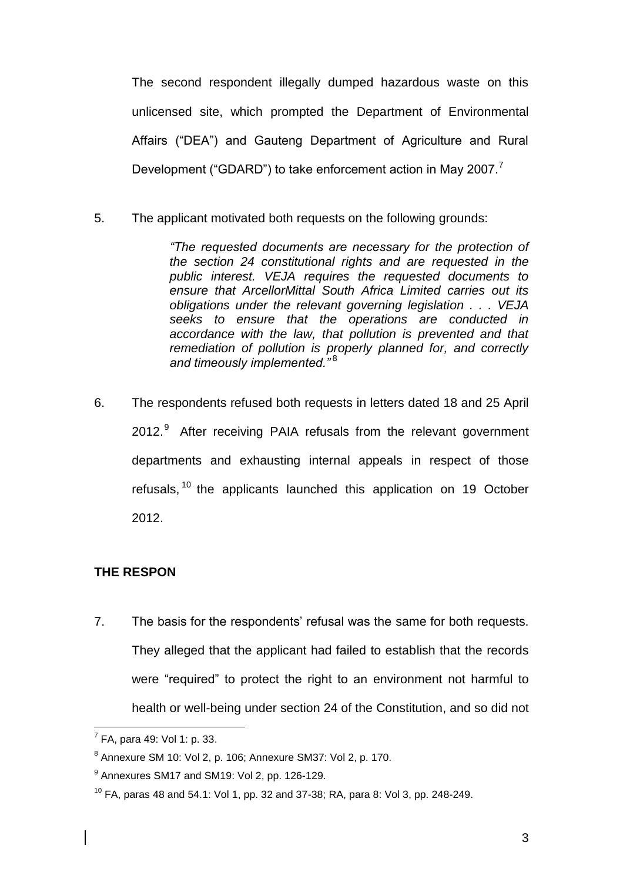The second respondent illegally dumped hazardous waste on this unlicensed site, which prompted the Department of Environmental Affairs ("DEA") and Gauteng Department of Agriculture and Rural Development ("GDARD") to take enforcement action in May 2007.[7]

5. The applicant motivated both requests on the following grounds:

> *"The requested documents are necessary for the protection of the section 24 constitutional rights and are requested in the public interest. VEJA requires the requested documents to ensure that ArcellorMittal South Africa Limited carries out its obligations under the relevant governing legislation . . . VEJA seeks to ensure that the operations are conducted in accordance with the law, that pollution is prevented and that remediation of pollution is properly planned for, and correctly and timeously implemented."*[8]

6. The respondents refused both requests in letters dated 18 and 25 April 2012.[9] After receiving PAIA refusals from the relevant government departments and exhausting internal appeals in respect of those refusals,[10] the applicants launched this application on 19 October 2012.

**THE RESPON**

7. The basis for the respondents' refusal was the same for both requests. They alleged that the applicant had failed to establish that the records were "required" to protect the right to an environment not harmful to health or well-being under section 24 of the Constitution, and so did not

---

[7] FA, para 49: Vol 1: p. 33.

[8] Annexure SM 10: Vol 2, p. 106; Annexure SM37: Vol 2, p. 170.

[9] Annexures SM17 and SM19: Vol 2, pp. 126-129.

[10] FA, paras 48 and 54.1: Vol 1, pp. 32 and 37-38; RA, para 8: Vol 3, pp. 248-249.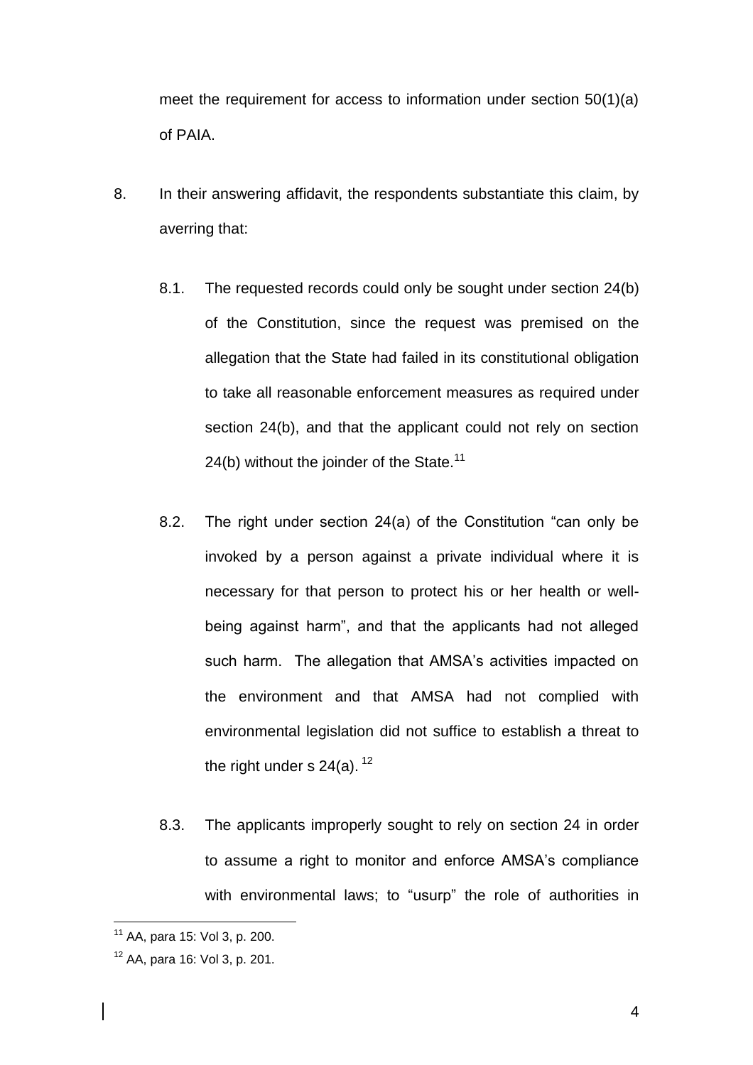meet the requirement for access to information under section 50(1)(a) of PAIA.

8. In their answering affidavit, the respondents substantiate this claim, by averring that:

   8.1. The requested records could only be sought under section 24(b) of the Constitution, since the request was premised on the allegation that the State had failed in its constitutional obligation to take all reasonable enforcement measures as required under section 24(b), and that the applicant could not rely on section 24(b) without the joinder of the State.[11]

   8.2. The right under section 24(a) of the Constitution "can only be invoked by a person against a private individual where it is necessary for that person to protect his or her health or well-being against harm", and that the applicants had not alleged such harm. The allegation that AMSA's activities impacted on the environment and that AMSA had not complied with environmental legislation did not suffice to establish a threat to the right under s 24(a).[12]

   8.3. The applicants improperly sought to rely on section 24 in order to assume a right to monitor and enforce AMSA's compliance with environmental laws; to "usurp" the role of authorities in

---

[11] AA, para 15: Vol 3, p. 200.

[12] AA, para 16: Vol 3, p. 201.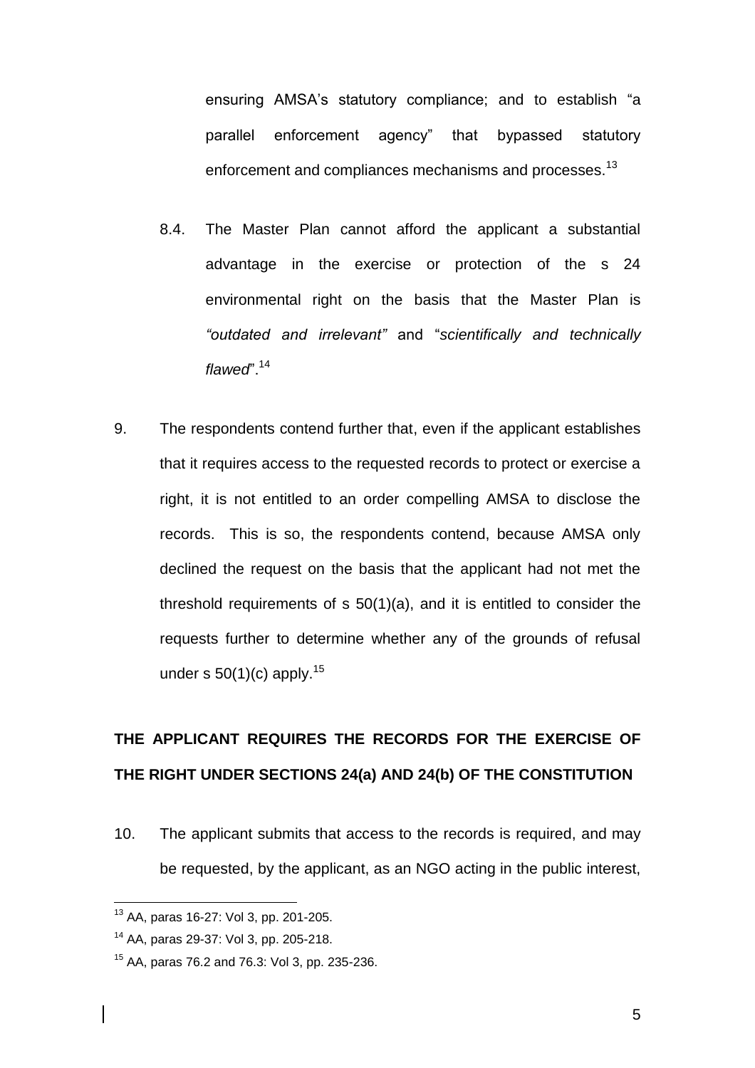ensuring AMSA's statutory compliance; and to establish "a parallel enforcement agency" that bypassed statutory enforcement and compliances mechanisms and processes.[13]

8.4. The Master Plan cannot afford the applicant a substantial advantage in the exercise or protection of the s 24 environmental right on the basis that the Master Plan is *"outdated and irrelevant"* and "*scientifically and technically flawed*".[14]

9. The respondents contend further that, even if the applicant establishes that it requires access to the requested records to protect or exercise a right, it is not entitled to an order compelling AMSA to disclose the records. This is so, the respondents contend, because AMSA only declined the request on the basis that the applicant had not met the threshold requirements of s 50(1)(a), and it is entitled to consider the requests further to determine whether any of the grounds of refusal under s 50(1)(c) apply.[15]

**THE APPLICANT REQUIRES THE RECORDS FOR THE EXERCISE OF THE RIGHT UNDER SECTIONS 24(a) AND 24(b) OF THE CONSTITUTION**

10. The applicant submits that access to the records is required, and may be requested, by the applicant, as an NGO acting in the public interest,

---

[13] AA, paras 16-27: Vol 3, pp. 201-205.

[14] AA, paras 29-37: Vol 3, pp. 205-218.

[15] AA, paras 76.2 and 76.3: Vol 3, pp. 235-236.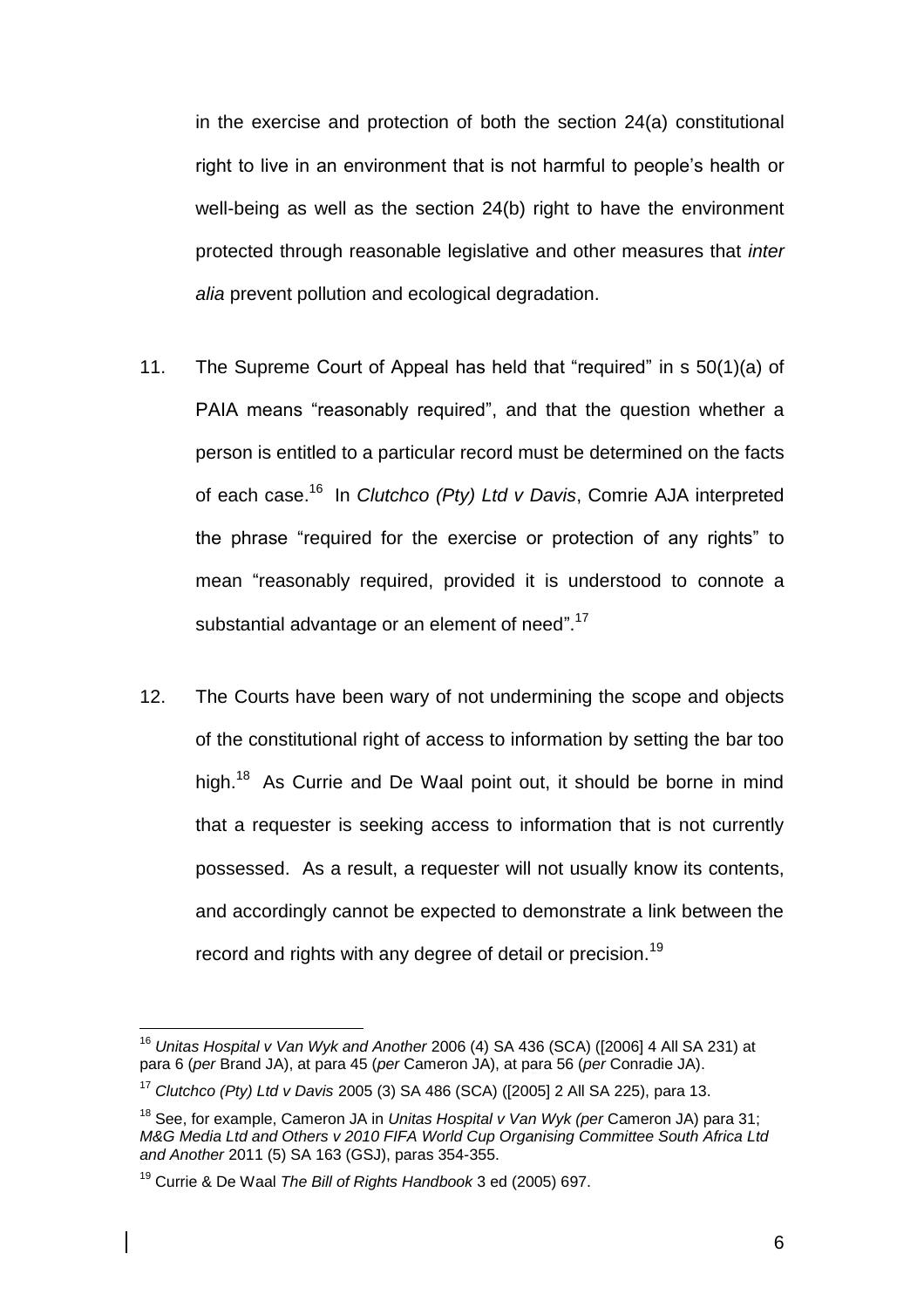in the exercise and protection of both the section 24(a) constitutional right to live in an environment that is not harmful to people's health or well-being as well as the section 24(b) right to have the environment protected through reasonable legislative and other measures that *inter alia* prevent pollution and ecological degradation.

11. The Supreme Court of Appeal has held that "required" in s 50(1)(a) of PAIA means "reasonably required", and that the question whether a person is entitled to a particular record must be determined on the facts of each case.[16] In *Clutchco (Pty) Ltd v Davis*, Comrie AJA interpreted the phrase "required for the exercise or protection of any rights" to mean "reasonably required, provided it is understood to connote a substantial advantage or an element of need".[17]

12. The Courts have been wary of not undermining the scope and objects of the constitutional right of access to information by setting the bar too high.[18] As Currie and De Waal point out, it should be borne in mind that a requester is seeking access to information that is not currently possessed. As a result, a requester will not usually know its contents, and accordingly cannot be expected to demonstrate a link between the record and rights with any degree of detail or precision.[19]

---

[16] *Unitas Hospital v Van Wyk and Another* 2006 (4) SA 436 (SCA) ([2006] 4 All SA 231) at para 6 (*per* Brand JA), at para 45 (*per* Cameron JA), at para 56 (*per* Conradie JA).

[17] *Clutchco (Pty) Ltd v Davis* 2005 (3) SA 486 (SCA) ([2005] 2 All SA 225), para 13.

[18] See, for example, Cameron JA in *Unitas Hospital v Van Wyk (per* Cameron JA) para 31; *M&G Media Ltd and Others v 2010 FIFA World Cup Organising Committee South Africa Ltd and Another* 2011 (5) SA 163 (GSJ), paras 354-355.

[19] Currie & De Waal *The Bill of Rights Handbook* 3 ed (2005) 697.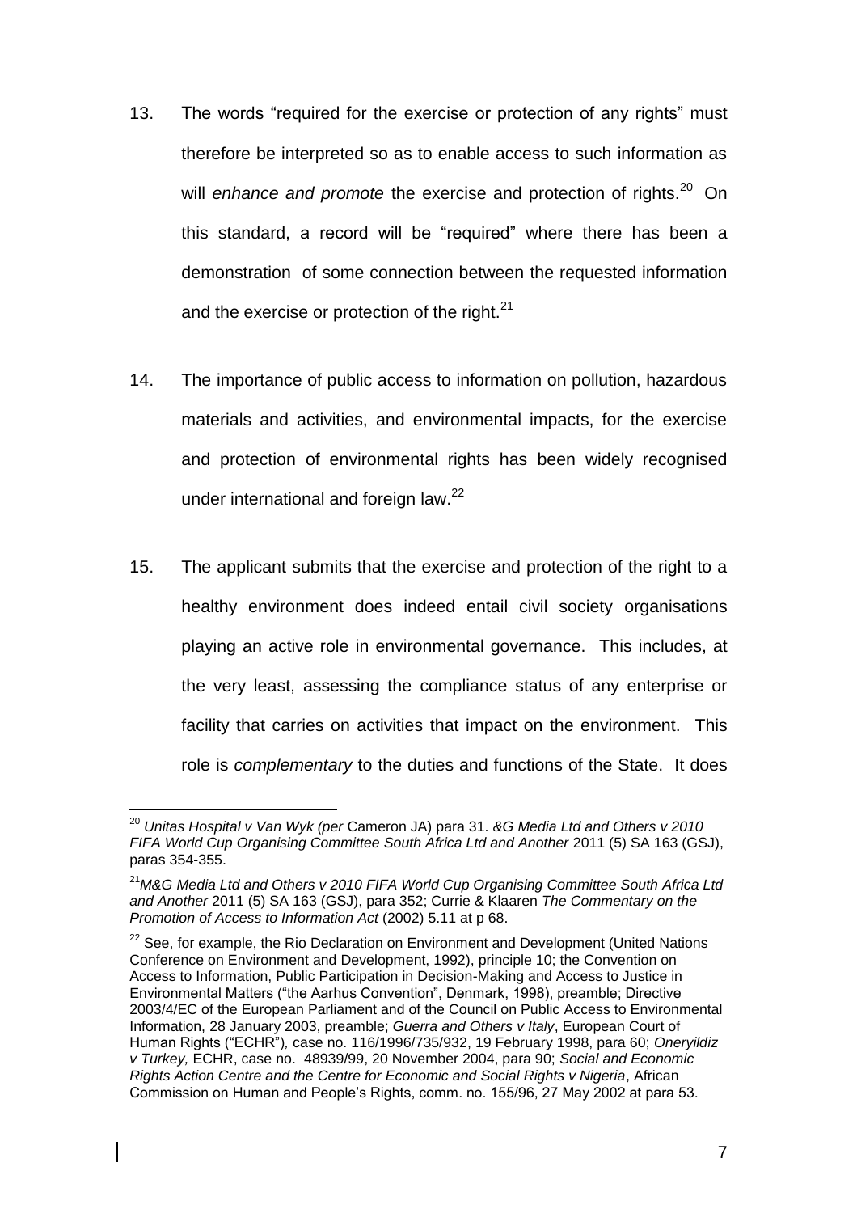13. The words "required for the exercise or protection of any rights" must therefore be interpreted so as to enable access to such information as will *enhance and promote* the exercise and protection of rights.[20] On this standard, a record will be "required" where there has been a demonstration of some connection between the requested information and the exercise or protection of the right.[21]

14. The importance of public access to information on pollution, hazardous materials and activities, and environmental impacts, for the exercise and protection of environmental rights has been widely recognised under international and foreign law.[22]

15. The applicant submits that the exercise and protection of the right to a healthy environment does indeed entail civil society organisations playing an active role in environmental governance. This includes, at the very least, assessing the compliance status of any enterprise or facility that carries on activities that impact on the environment. This role is *complementary* to the duties and functions of the State. It does

---

[20] *Unitas Hospital v Van Wyk (per* Cameron JA) para 31. *&G Media Ltd and Others v 2010 FIFA World Cup Organising Committee South Africa Ltd and Another* 2011 (5) SA 163 (GSJ), paras 354-355.

[21] *M&G Media Ltd and Others v 2010 FIFA World Cup Organising Committee South Africa Ltd and Another* 2011 (5) SA 163 (GSJ), para 352; Currie & Klaaren *The Commentary on the Promotion of Access to Information Act* (2002) 5.11 at p 68.

[22] See, for example, the Rio Declaration on Environment and Development (United Nations Conference on Environment and Development, 1992), principle 10; the Convention on Access to Information, Public Participation in Decision-Making and Access to Justice in Environmental Matters ("the Aarhus Convention", Denmark, 1998), preamble; Directive 2003/4/EC of the European Parliament and of the Council on Public Access to Environmental Information, 28 January 2003, preamble; *Guerra and Others v Italy*, European Court of Human Rights ("ECHR"), case no. 116/1996/735/932, 19 February 1998, para 60; *Oneryildiz v Turkey,* ECHR, case no. 48939/99, 20 November 2004, para 90; *Social and Economic Rights Action Centre and the Centre for Economic and Social Rights v Nigeria*, African Commission on Human and People's Rights, comm. no. 155/96, 27 May 2002 at para 53.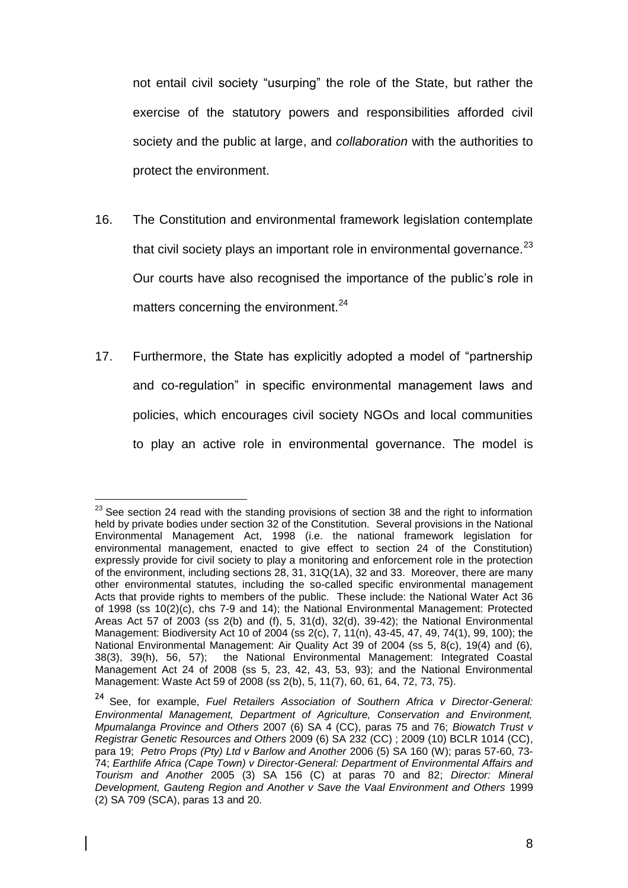not entail civil society "usurping" the role of the State, but rather the exercise of the statutory powers and responsibilities afforded civil society and the public at large, and *collaboration* with the authorities to protect the environment.

16. The Constitution and environmental framework legislation contemplate that civil society plays an important role in environmental governance.[23] Our courts have also recognised the importance of the public's role in matters concerning the environment.[24]

17. Furthermore, the State has explicitly adopted a model of "partnership and co-regulation" in specific environmental management laws and policies, which encourages civil society NGOs and local communities to play an active role in environmental governance. The model is

---

[23] See section 24 read with the standing provisions of section 38 and the right to information held by private bodies under section 32 of the Constitution. Several provisions in the National Environmental Management Act, 1998 (i.e. the national framework legislation for environmental management, enacted to give effect to section 24 of the Constitution) expressly provide for civil society to play a monitoring and enforcement role in the protection of the environment, including sections 28, 31, 31Q(1A), 32 and 33. Moreover, there are many other environmental statutes, including the so-called specific environmental management Acts that provide rights to members of the public. These include: the National Water Act 36 of 1998 (ss 10(2)(c), chs 7-9 and 14); the National Environmental Management: Protected Areas Act 57 of 2003 (ss 2(b) and (f), 5, 31(d), 32(d), 39-42); the National Environmental Management: Biodiversity Act 10 of 2004 (ss 2(c), 7, 11(n), 43-45, 47, 49, 74(1), 99, 100); the National Environmental Management: Air Quality Act 39 of 2004 (ss 5, 8(c), 19(4) and (6), 38(3), 39(h), 56, 57); the National Environmental Management: Integrated Coastal Management Act 24 of 2008 (ss 5, 23, 42, 43, 53, 93); and the National Environmental Management: Waste Act 59 of 2008 (ss 2(b), 5, 11(7), 60, 61, 64, 72, 73, 75).

[24] See, for example, *Fuel Retailers Association of Southern Africa v Director-General: Environmental Management, Department of Agriculture, Conservation and Environment, Mpumalanga Province and Others* 2007 (6) SA 4 (CC), paras 75 and 76; *Biowatch Trust v Registrar Genetic Resources and Others* 2009 (6) SA 232 (CC) ; 2009 (10) BCLR 1014 (CC), para 19; *Petro Props (Pty) Ltd v Barlow and Another* 2006 (5) SA 160 (W); paras 57-60, 73-74; *Earthlife Africa (Cape Town) v Director-General: Department of Environmental Affairs and Tourism and Another* 2005 (3) SA 156 (C) at paras 70 and 82; *Director: Mineral Development, Gauteng Region and Another v Save the Vaal Environment and Others* 1999 (2) SA 709 (SCA), paras 13 and 20.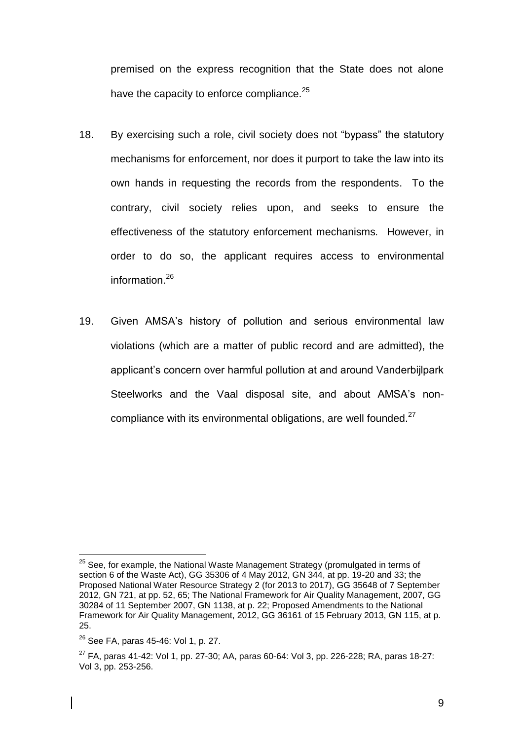premised on the express recognition that the State does not alone have the capacity to enforce compliance.[25]

18. By exercising such a role, civil society does not "bypass" the statutory mechanisms for enforcement, nor does it purport to take the law into its own hands in requesting the records from the respondents. To the contrary, civil society relies upon, and seeks to ensure the effectiveness of the statutory enforcement mechanisms. However, in order to do so, the applicant requires access to environmental information.[26]

19. Given AMSA's history of pollution and serious environmental law violations (which are a matter of public record and are admitted), the applicant's concern over harmful pollution at and around Vanderbijlpark Steelworks and the Vaal disposal site, and about AMSA's non-compliance with its environmental obligations, are well founded.[27]

---

[25] See, for example, the National Waste Management Strategy (promulgated in terms of section 6 of the Waste Act), GG 35306 of 4 May 2012, GN 344, at pp. 19-20 and 33; the Proposed National Water Resource Strategy 2 (for 2013 to 2017), GG 35648 of 7 September 2012, GN 721, at pp. 52, 65; The National Framework for Air Quality Management, 2007, GG 30284 of 11 September 2007, GN 1138, at p. 22; Proposed Amendments to the National Framework for Air Quality Management, 2012, GG 36161 of 15 February 2013, GN 115, at p. 25.

[26] See FA, paras 45-46: Vol 1, p. 27.

[27] FA, paras 41-42: Vol 1, pp. 27-30; AA, paras 60-64: Vol 3, pp. 226-228; RA, paras 18-27: Vol 3, pp. 253-256.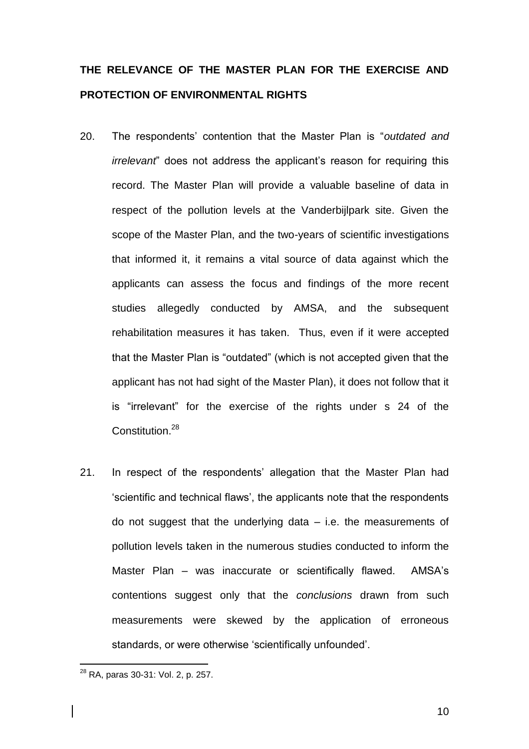## THE RELEVANCE OF THE MASTER PLAN FOR THE EXERCISE AND PROTECTION OF ENVIRONMENTAL RIGHTS

20. The respondents' contention that the Master Plan is "*outdated and irrelevant*" does not address the applicant's reason for requiring this record. The Master Plan will provide a valuable baseline of data in respect of the pollution levels at the Vanderbijlpark site. Given the scope of the Master Plan, and the two-years of scientific investigations that informed it, it remains a vital source of data against which the applicants can assess the focus and findings of the more recent studies allegedly conducted by AMSA, and the subsequent rehabilitation measures it has taken. Thus, even if it were accepted that the Master Plan is "outdated" (which is not accepted given that the applicant has not had sight of the Master Plan), it does not follow that it is "irrelevant" for the exercise of the rights under s 24 of the Constitution.[28]

21. In respect of the respondents' allegation that the Master Plan had 'scientific and technical flaws', the applicants note that the respondents do not suggest that the underlying data – i.e. the measurements of pollution levels taken in the numerous studies conducted to inform the Master Plan – was inaccurate or scientifically flawed. AMSA's contentions suggest only that the *conclusions* drawn from such measurements were skewed by the application of erroneous standards, or were otherwise 'scientifically unfounded'.

[28] RA, paras 30-31: Vol. 2, p. 257.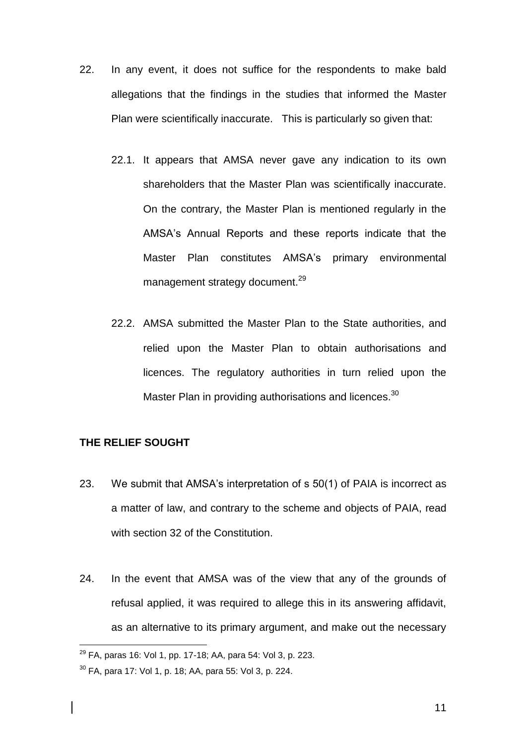22. In any event, it does not suffice for the respondents to make bald allegations that the findings in the studies that informed the Master Plan were scientifically inaccurate. This is particularly so given that:

    22.1. It appears that AMSA never gave any indication to its own shareholders that the Master Plan was scientifically inaccurate. On the contrary, the Master Plan is mentioned regularly in the AMSA's Annual Reports and these reports indicate that the Master Plan constitutes AMSA's primary environmental management strategy document.[29]

    22.2. AMSA submitted the Master Plan to the State authorities, and relied upon the Master Plan to obtain authorisations and licences. The regulatory authorities in turn relied upon the Master Plan in providing authorisations and licences.[30]

**THE RELIEF SOUGHT**

23. We submit that AMSA's interpretation of s 50(1) of PAIA is incorrect as a matter of law, and contrary to the scheme and objects of PAIA, read with section 32 of the Constitution.

24. In the event that AMSA was of the view that any of the grounds of refusal applied, it was required to allege this in its answering affidavit, as an alternative to its primary argument, and make out the necessary

---

[29] FA, paras 16: Vol 1, pp. 17-18; AA, para 54: Vol 3, p. 223.

[30] FA, para 17: Vol 1, p. 18; AA, para 55: Vol 3, p. 224.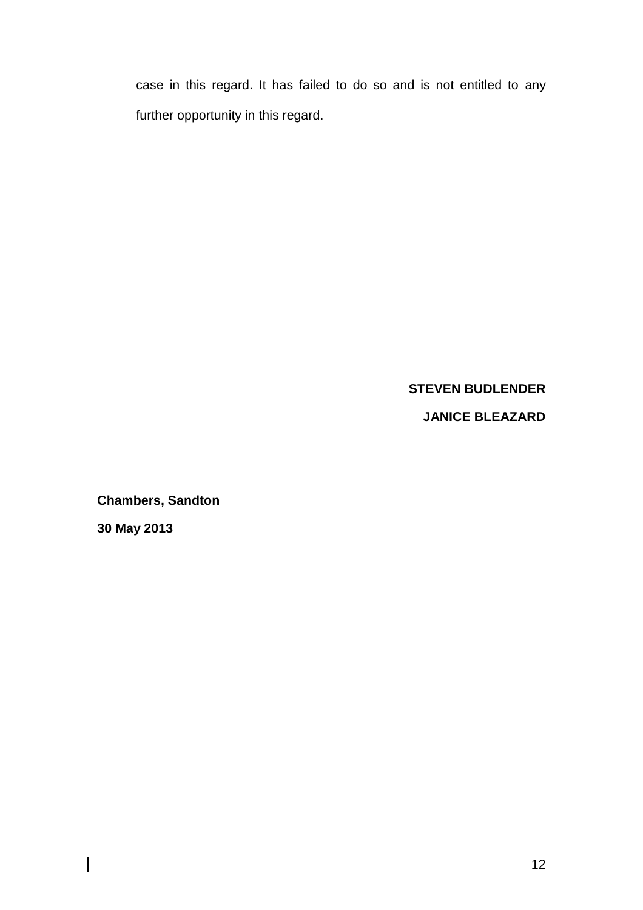case in this regard. It has failed to do so and is not entitled to any further opportunity in this regard.

**STEVEN BUDLENDER**

**JANICE BLEAZARD**

**Chambers, Sandton**

**30 May 2013**